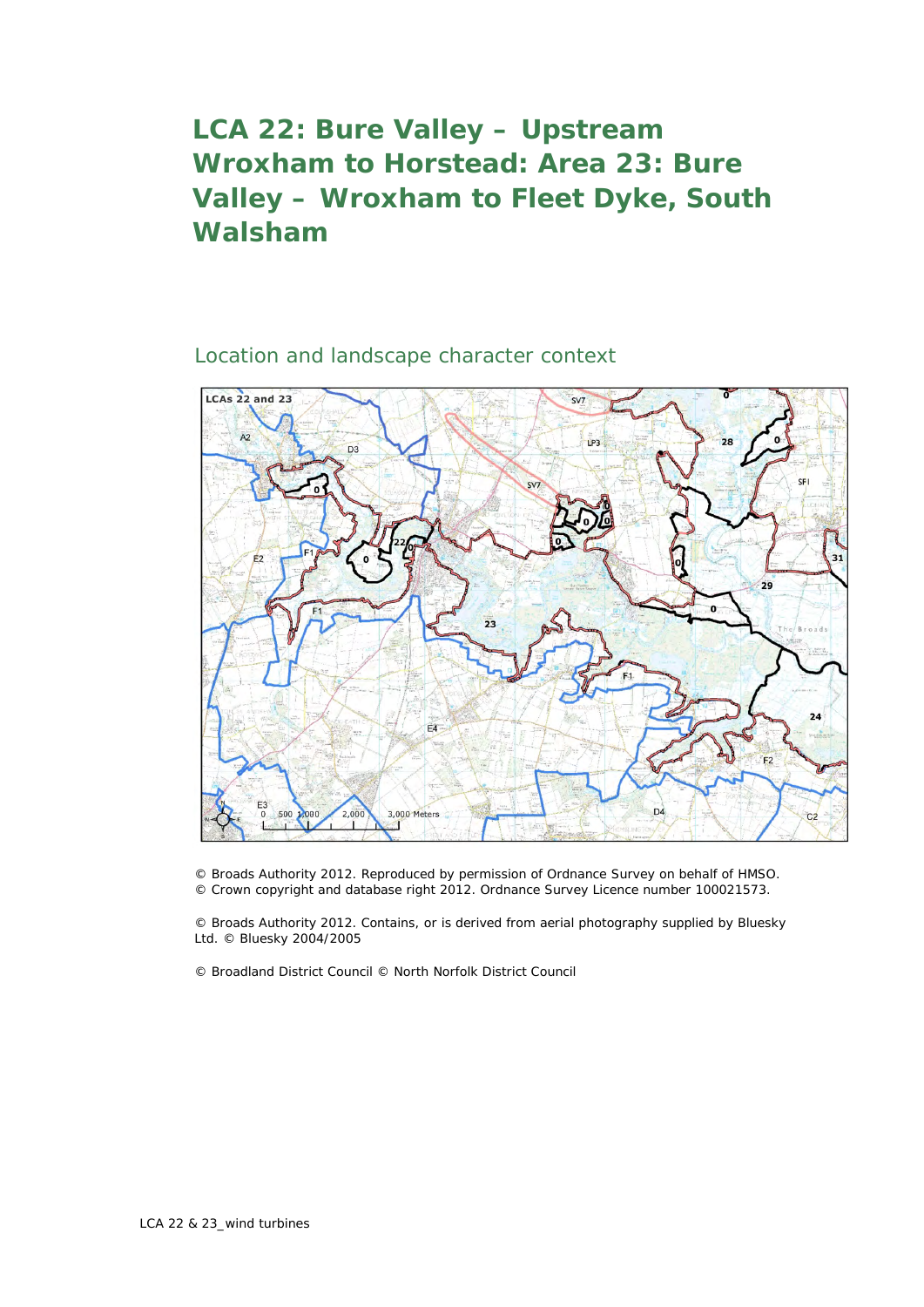# LCA 22: Bure Valley – Upstream Wroxham to Horstead: Area 23: Bure Valley – Wroxham to Fleet Dyke, South Walsham

## Location and landscape character context

© Broads Authority 2012. Reproduced by permission of Ordnance Survey on behalf of HMSO. © Crown copyright and database right 2012. Ordnance Survey Licence number 100021573.

© Broads Authority 2012. Contains, or is derived from aerial photography supplied by Bluesky Ltd. © Bluesky 2004/2005

© Broadland District Council © North Norfolk District Council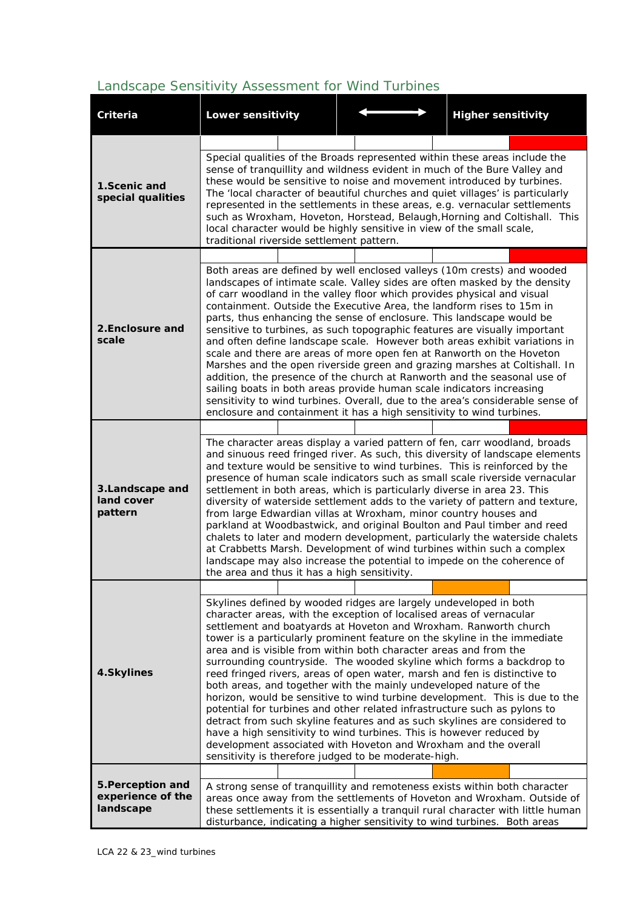## Landscape Sensitivity Assessment for Wind Turbines

| Criteria | Lower sensitivity ⟷ Higher sensitivity |
|---|---|
| **1.Scenic and special qualities** | Special qualities of the Broads represented within these areas include the sense of tranquillity and wildness evident in much of the Bure Valley and these would be sensitive to noise and movement introduced by turbines. The 'local character of beautiful churches and quiet villages' is particularly represented in the settlements in these areas, e.g. vernacular settlements such as Wroxham, Hoveton, Horstead, Belaugh,Horning and Coltishall. This local character would be highly sensitive in view of the small scale, traditional riverside settlement pattern. |
| **2.Enclosure and scale** | Both areas are defined by well enclosed valleys (10m crests) and wooded landscapes of intimate scale. Valley sides are often masked by the density of carr woodland in the valley floor which provides physical and visual containment. Outside the Executive Area, the landform rises to 15m in parts, thus enhancing the sense of enclosure. This landscape would be sensitive to turbines, as such topographic features are visually important and often define landscape scale. However both areas exhibit variations in scale and there are areas of more open fen at Ranworth on the Hoveton Marshes and the open riverside green and grazing marshes at Coltishall. In addition, the presence of the church at Ranworth and the seasonal use of sailing boats in both areas provide human scale indicators increasing sensitivity to wind turbines. Overall, due to the area's considerable sense of enclosure and containment it has a high sensitivity to wind turbines. |
| **3.Landscape and land cover pattern** | The character areas display a varied pattern of fen, carr woodland, broads and sinuous reed fringed river. As such, this diversity of landscape elements and texture would be sensitive to wind turbines. This is reinforced by the presence of human scale indicators such as small scale riverside vernacular settlement in both areas, which is particularly diverse in area 23. This diversity of waterside settlement adds to the variety of pattern and texture, from large Edwardian villas at Wroxham, minor country houses and parkland at Woodbastwick, and original Boulton and Paul timber and reed chalets to later and modern development, particularly the waterside chalets at Crabbetts Marsh. Development of wind turbines within such a complex landscape may also increase the potential to impede on the coherence of the area and thus it has a high sensitivity. |
| **4.Skylines** | Skylines defined by wooded ridges are largely undeveloped in both character areas, with the exception of localised areas of vernacular settlement and boatyards at Hoveton and Wroxham. Ranworth church tower is a particularly prominent feature on the skyline in the immediate area and is visible from within both character areas and from the surrounding countryside. The wooded skyline which forms a backdrop to reed fringed rivers, areas of open water, marsh and fen is distinctive to both areas, and together with the mainly undeveloped nature of the horizon, would be sensitive to wind turbine development. This is due to the potential for turbines and other related infrastructure such as pylons to detract from such skyline features and as such skylines are considered to have a high sensitivity to wind turbines. This is however reduced by development associated with Hoveton and Wroxham and the overall sensitivity is therefore judged to be moderate-high. |
| **5.Perception and experience of the landscape** | A strong sense of tranquillity and remoteness exists within both character areas once away from the settlements of Hoveton and Wroxham. Outside of these settlements it is essentially a tranquil rural character with little human disturbance, indicating a higher sensitivity to wind turbines. Both areas |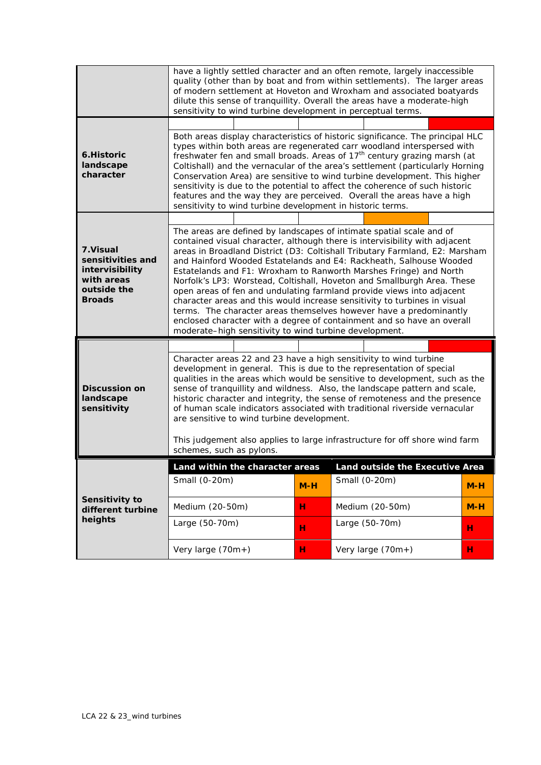| | |
|---|---|
| | have a lightly settled character and an often remote, largely inaccessible quality (other than by boat and from within settlements). The larger areas of modern settlement at Hoveton and Wroxham and associated boatyards dilute this sense of tranquillity. Overall the areas have a moderate-high sensitivity to wind turbine development in perceptual terms. |
| **6.Historic landscape character** | Both areas display characteristics of historic significance. The principal HLC types within both areas are regenerated carr woodland interspersed with freshwater fen and small broads. Areas of 17th century grazing marsh (at Coltishall) and the vernacular of the area's settlement (particularly Horning Conservation Area) are sensitive to wind turbine development. This higher sensitivity is due to the potential to affect the coherence of such historic features and the way they are perceived. Overall the areas have a high sensitivity to wind turbine development in historic terms. |
| **7.Visual sensitivities and intervisibility with areas outside the Broads** | The areas are defined by landscapes of intimate spatial scale and of contained visual character, although there is intervisibility with adjacent areas in Broadland District (D3: Coltishall Tributary Farmland, E2: Marsham and Hainford Wooded Estatelands and E4: Rackheath, Salhouse Wooded Estatelands and F1: Wroxham to Ranworth Marshes Fringe) and North Norfolk's LP3: Worstead, Coltishall, Hoveton and Smallburgh Area. These open areas of fen and undulating farmland provide views into adjacent character areas and this would increase sensitivity to turbines in visual terms. The character areas themselves however have a predominantly enclosed character with a degree of containment and so have an overall moderate–high sensitivity to wind turbine development. |
| **Discussion on landscape sensitivity** | Character areas 22 and 23 have a high sensitivity to wind turbine development in general. This is due to the representation of special qualities in the areas which would be sensitive to development, such as the sense of tranquillity and wildness. Also, the landscape pattern and scale, historic character and integrity, the sense of remoteness and the presence of human scale indicators associated with traditional riverside vernacular are sensitive to wind turbine development.<br><br>This judgement also applies to large infrastructure for off shore wind farm schemes, such as pylons. |

| **Sensitivity to different turbine heights** | **Land within the character areas** | | **Land outside the Executive Area** | |
|---|---|---|---|---|
| | Small (0-20m) | **M-H** | Small (0-20m) | **M-H** |
| | Medium (20-50m) | **H** | Medium (20-50m) | **M-H** |
| | Large (50-70m) | **H** | Large (50-70m) | **H** |
| | Very large (70m+) | **H** | Very large (70m+) | **H** |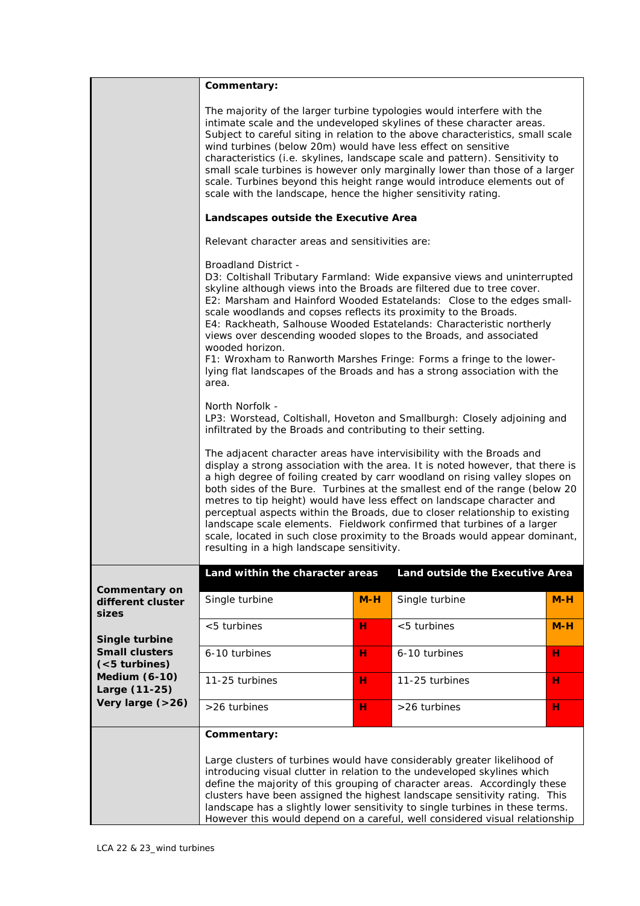**Commentary:**

The majority of the larger turbine typologies would interfere with the intimate scale and the undeveloped skylines of these character areas. Subject to careful siting in relation to the above characteristics, small scale wind turbines (below 20m) would have less effect on sensitive characteristics (i.e. skylines, landscape scale and pattern). Sensitivity to small scale turbines is however only marginally lower than those of a larger scale. Turbines beyond this height range would introduce elements out of scale with the landscape, hence the higher sensitivity rating.

**Landscapes outside the Executive Area**

Relevant character areas and sensitivities are:

Broadland District -
D3: Coltishall Tributary Farmland: Wide expansive views and uninterrupted skyline although views into the Broads are filtered due to tree cover.
E2: Marsham and Hainford Wooded Estatelands: Close to the edges small-scale woodlands and copses reflects its proximity to the Broads.
E4: Rackheath, Salhouse Wooded Estatelands: Characteristic northerly views over descending wooded slopes to the Broads, and associated wooded horizon.
F1: Wroxham to Ranworth Marshes Fringe: Forms a fringe to the lower-lying flat landscapes of the Broads and has a strong association with the area.

North Norfolk -
LP3: Worstead, Coltishall, Hoveton and Smallburgh: Closely adjoining and infiltrated by the Broads and contributing to their setting.

The adjacent character areas have intervisibility with the Broads and display a strong association with the area. It is noted however, that there is a high degree of foiling created by carr woodland on rising valley slopes on both sides of the Bure. Turbines at the smallest end of the range (below 20 metres to tip height) would have less effect on landscape character and perceptual aspects within the Broads, due to closer relationship to existing landscape scale elements. Fieldwork confirmed that turbines of a larger scale, located in such close proximity to the Broads would appear dominant, resulting in a high landscape sensitivity.

| **Commentary on different cluster sizes** | **Land within the character areas** | | **Land outside the Executive Area** | |
|---|---|---|---|---|
| **Single turbine** | Single turbine | **M-H** | Single turbine | **M-H** |
| **Small clusters (<5 turbines)** | <5 turbines | **H** | <5 turbines | **M-H** |
| **Medium (6-10)** | 6-10 turbines | **H** | 6-10 turbines | **H** |
| **Large (11-25)** | 11-25 turbines | **H** | 11-25 turbines | **H** |
| **Very large (>26)** | >26 turbines | **H** | >26 turbines | **H** |

**Commentary:**

Large clusters of turbines would have considerably greater likelihood of introducing visual clutter in relation to the undeveloped skylines which define the majority of this grouping of character areas. Accordingly these clusters have been assigned the highest landscape sensitivity rating. This landscape has a slightly lower sensitivity to single turbines in these terms. However this would depend on a careful, well considered visual relationship

LCA 22 & 23_wind turbines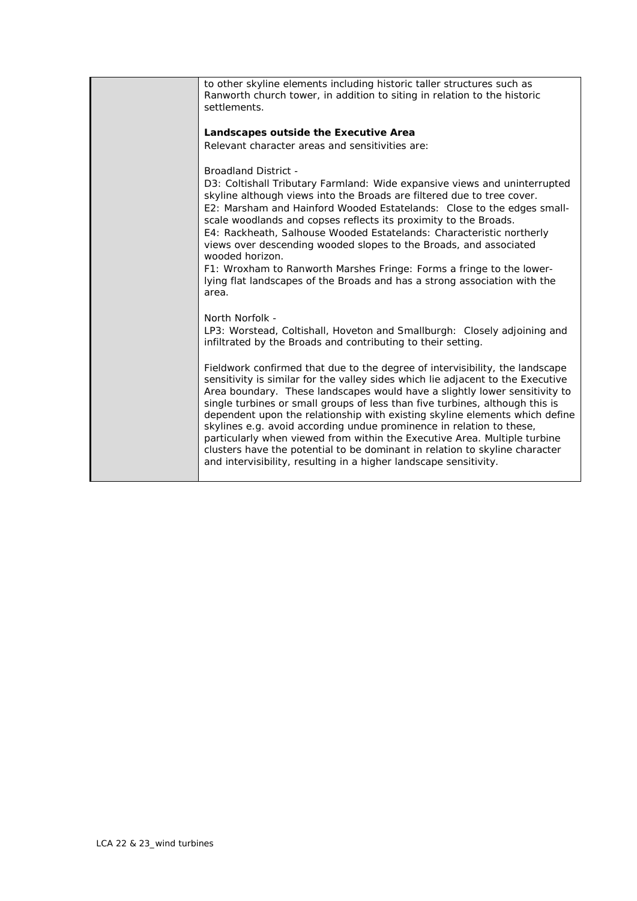| | |
|---|---|
| | to other skyline elements including historic taller structures such as Ranworth church tower, in addition to siting in relation to the historic settlements.<br><br>**Landscapes outside the Executive Area**<br>Relevant character areas and sensitivities are:<br><br>Broadland District -<br>D3: Coltishall Tributary Farmland: Wide expansive views and uninterrupted skyline although views into the Broads are filtered due to tree cover.<br>E2: Marsham and Hainford Wooded Estatelands: Close to the edges small-scale woodlands and copses reflects its proximity to the Broads.<br>E4: Rackheath, Salhouse Wooded Estatelands: Characteristic northerly views over descending wooded slopes to the Broads, and associated wooded horizon.<br>F1: Wroxham to Ranworth Marshes Fringe: Forms a fringe to the lower-lying flat landscapes of the Broads and has a strong association with the area.<br><br>North Norfolk -<br>LP3: Worstead, Coltishall, Hoveton and Smallburgh: Closely adjoining and infiltrated by the Broads and contributing to their setting.<br><br>Fieldwork confirmed that due to the degree of intervisibility, the landscape sensitivity is similar for the valley sides which lie adjacent to the Executive Area boundary. These landscapes would have a slightly lower sensitivity to single turbines or small groups of less than five turbines, although this is dependent upon the relationship with existing skyline elements which define skylines e.g. avoid according undue prominence in relation to these, particularly when viewed from within the Executive Area. Multiple turbine clusters have the potential to be dominant in relation to skyline character and intervisibility, resulting in a higher landscape sensitivity. |